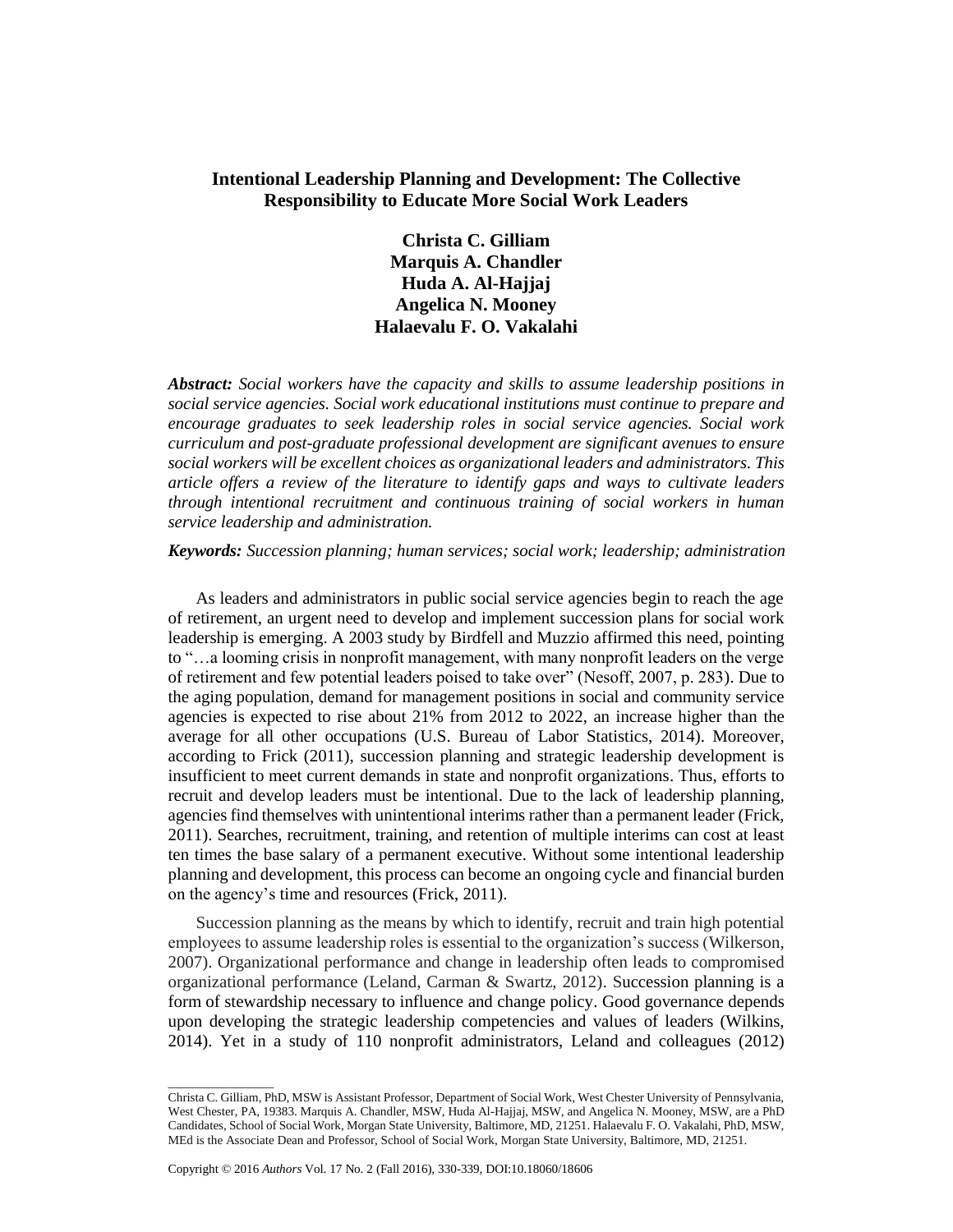# Intentional Leadership Planning and Development: The Collective Responsibility to Educate More Social Work Leaders

**Christa C. Gilliam**
**Marquis A. Chandler**
**Huda A. Al-Hajjaj**
**Angelica N. Mooney**
**Halaevalu F. O. Vakalahi**

***Abstract:*** *Social workers have the capacity and skills to assume leadership positions in social service agencies. Social work educational institutions must continue to prepare and encourage graduates to seek leadership roles in social service agencies. Social work curriculum and post-graduate professional development are significant avenues to ensure social workers will be excellent choices as organizational leaders and administrators. This article offers a review of the literature to identify gaps and ways to cultivate leaders through intentional recruitment and continuous training of social workers in human service leadership and administration.*

***Keywords:*** *Succession planning; human services; social work; leadership; administration*

As leaders and administrators in public social service agencies begin to reach the age of retirement, an urgent need to develop and implement succession plans for social work leadership is emerging. A 2003 study by Birdfell and Muzzio affirmed this need, pointing to "…a looming crisis in nonprofit management, with many nonprofit leaders on the verge of retirement and few potential leaders poised to take over" (Nesoff, 2007, p. 283). Due to the aging population, demand for management positions in social and community service agencies is expected to rise about 21% from 2012 to 2022, an increase higher than the average for all other occupations (U.S. Bureau of Labor Statistics, 2014). Moreover, according to Frick (2011), succession planning and strategic leadership development is insufficient to meet current demands in state and nonprofit organizations. Thus, efforts to recruit and develop leaders must be intentional. Due to the lack of leadership planning, agencies find themselves with unintentional interims rather than a permanent leader (Frick, 2011). Searches, recruitment, training, and retention of multiple interims can cost at least ten times the base salary of a permanent executive. Without some intentional leadership planning and development, this process can become an ongoing cycle and financial burden on the agency's time and resources (Frick, 2011).

Succession planning as the means by which to identify, recruit and train high potential employees to assume leadership roles is essential to the organization's success (Wilkerson, 2007). Organizational performance and change in leadership often leads to compromised organizational performance (Leland, Carman & Swartz, 2012). Succession planning is a form of stewardship necessary to influence and change policy. Good governance depends upon developing the strategic leadership competencies and values of leaders (Wilkins, 2014). Yet in a study of 110 nonprofit administrators, Leland and colleagues (2012)

---

Christa C. Gilliam, PhD, MSW is Assistant Professor, Department of Social Work, West Chester University of Pennsylvania, West Chester, PA, 19383. Marquis A. Chandler, MSW, Huda Al-Hajjaj, MSW, and Angelica N. Mooney, MSW, are a PhD Candidates, School of Social Work, Morgan State University, Baltimore, MD, 21251. Halaevalu F. O. Vakalahi, PhD, MSW, MEd is the Associate Dean and Professor, School of Social Work, Morgan State University, Baltimore, MD, 21251.

Copyright © 2016 *Authors* Vol. 17 No. 2 (Fall 2016), 330-339, DOI:10.18060/18606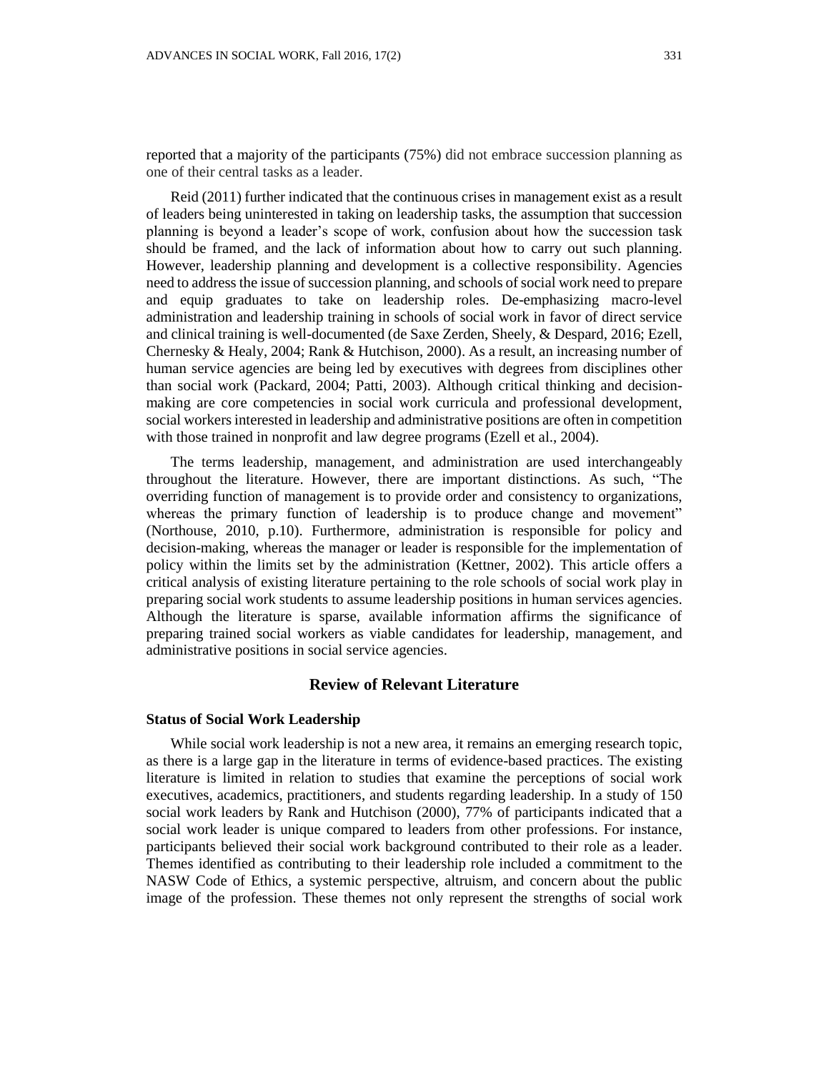reported that a majority of the participants (75%) did not embrace succession planning as one of their central tasks as a leader.

Reid (2011) further indicated that the continuous crises in management exist as a result of leaders being uninterested in taking on leadership tasks, the assumption that succession planning is beyond a leader's scope of work, confusion about how the succession task should be framed, and the lack of information about how to carry out such planning. However, leadership planning and development is a collective responsibility. Agencies need to address the issue of succession planning, and schools of social work need to prepare and equip graduates to take on leadership roles. De-emphasizing macro-level administration and leadership training in schools of social work in favor of direct service and clinical training is well-documented (de Saxe Zerden, Sheely, & Despard, 2016; Ezell, Chernesky & Healy, 2004; Rank & Hutchison, 2000). As a result, an increasing number of human service agencies are being led by executives with degrees from disciplines other than social work (Packard, 2004; Patti, 2003). Although critical thinking and decision-making are core competencies in social work curricula and professional development, social workers interested in leadership and administrative positions are often in competition with those trained in nonprofit and law degree programs (Ezell et al., 2004).

The terms leadership, management, and administration are used interchangeably throughout the literature. However, there are important distinctions. As such, "The overriding function of management is to provide order and consistency to organizations, whereas the primary function of leadership is to produce change and movement" (Northouse, 2010, p.10). Furthermore, administration is responsible for policy and decision-making, whereas the manager or leader is responsible for the implementation of policy within the limits set by the administration (Kettner, 2002). This article offers a critical analysis of existing literature pertaining to the role schools of social work play in preparing social work students to assume leadership positions in human services agencies. Although the literature is sparse, available information affirms the significance of preparing trained social workers as viable candidates for leadership, management, and administrative positions in social service agencies.

## Review of Relevant Literature

### Status of Social Work Leadership

While social work leadership is not a new area, it remains an emerging research topic, as there is a large gap in the literature in terms of evidence-based practices. The existing literature is limited in relation to studies that examine the perceptions of social work executives, academics, practitioners, and students regarding leadership. In a study of 150 social work leaders by Rank and Hutchison (2000), 77% of participants indicated that a social work leader is unique compared to leaders from other professions. For instance, participants believed their social work background contributed to their role as a leader. Themes identified as contributing to their leadership role included a commitment to the NASW Code of Ethics, a systemic perspective, altruism, and concern about the public image of the profession. These themes not only represent the strengths of social work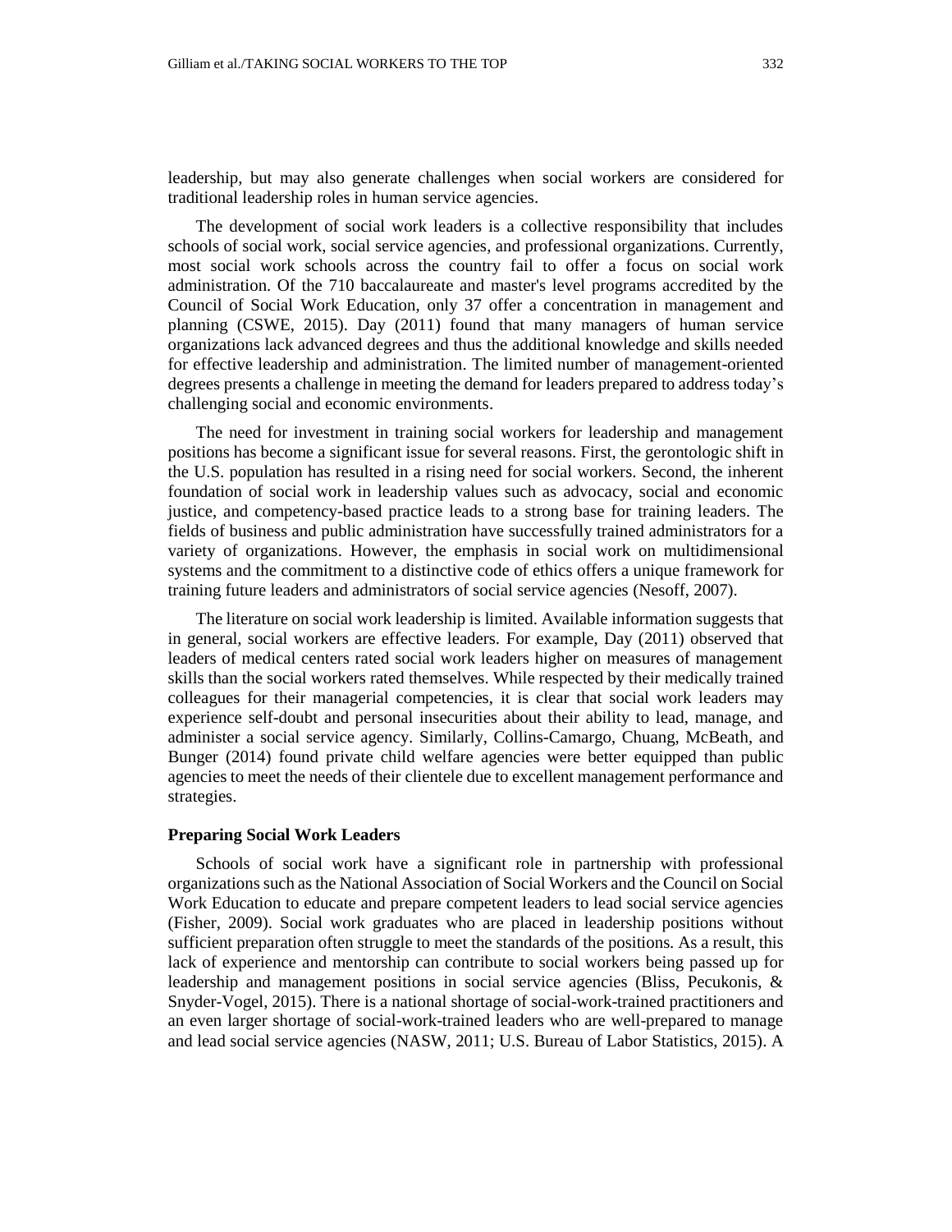leadership, but may also generate challenges when social workers are considered for traditional leadership roles in human service agencies.

The development of social work leaders is a collective responsibility that includes schools of social work, social service agencies, and professional organizations. Currently, most social work schools across the country fail to offer a focus on social work administration. Of the 710 baccalaureate and master's level programs accredited by the Council of Social Work Education, only 37 offer a concentration in management and planning (CSWE, 2015). Day (2011) found that many managers of human service organizations lack advanced degrees and thus the additional knowledge and skills needed for effective leadership and administration. The limited number of management-oriented degrees presents a challenge in meeting the demand for leaders prepared to address today's challenging social and economic environments.

The need for investment in training social workers for leadership and management positions has become a significant issue for several reasons. First, the gerontologic shift in the U.S. population has resulted in a rising need for social workers. Second, the inherent foundation of social work in leadership values such as advocacy, social and economic justice, and competency-based practice leads to a strong base for training leaders. The fields of business and public administration have successfully trained administrators for a variety of organizations. However, the emphasis in social work on multidimensional systems and the commitment to a distinctive code of ethics offers a unique framework for training future leaders and administrators of social service agencies (Nesoff, 2007).

The literature on social work leadership is limited. Available information suggests that in general, social workers are effective leaders. For example, Day (2011) observed that leaders of medical centers rated social work leaders higher on measures of management skills than the social workers rated themselves. While respected by their medically trained colleagues for their managerial competencies, it is clear that social work leaders may experience self-doubt and personal insecurities about their ability to lead, manage, and administer a social service agency. Similarly, Collins-Camargo, Chuang, McBeath, and Bunger (2014) found private child welfare agencies were better equipped than public agencies to meet the needs of their clientele due to excellent management performance and strategies.

## Preparing Social Work Leaders

Schools of social work have a significant role in partnership with professional organizations such as the National Association of Social Workers and the Council on Social Work Education to educate and prepare competent leaders to lead social service agencies (Fisher, 2009). Social work graduates who are placed in leadership positions without sufficient preparation often struggle to meet the standards of the positions. As a result, this lack of experience and mentorship can contribute to social workers being passed up for leadership and management positions in social service agencies (Bliss, Pecukonis, & Snyder-Vogel, 2015). There is a national shortage of social-work-trained practitioners and an even larger shortage of social-work-trained leaders who are well-prepared to manage and lead social service agencies (NASW, 2011; U.S. Bureau of Labor Statistics, 2015). A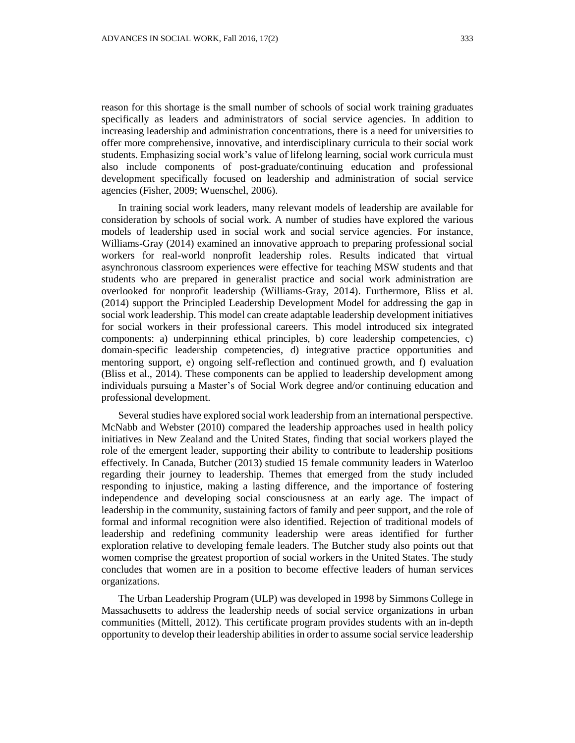reason for this shortage is the small number of schools of social work training graduates specifically as leaders and administrators of social service agencies. In addition to increasing leadership and administration concentrations, there is a need for universities to offer more comprehensive, innovative, and interdisciplinary curricula to their social work students. Emphasizing social work's value of lifelong learning, social work curricula must also include components of post-graduate/continuing education and professional development specifically focused on leadership and administration of social service agencies (Fisher, 2009; Wuenschel, 2006).

In training social work leaders, many relevant models of leadership are available for consideration by schools of social work. A number of studies have explored the various models of leadership used in social work and social service agencies. For instance, Williams-Gray (2014) examined an innovative approach to preparing professional social workers for real-world nonprofit leadership roles. Results indicated that virtual asynchronous classroom experiences were effective for teaching MSW students and that students who are prepared in generalist practice and social work administration are overlooked for nonprofit leadership (Williams-Gray, 2014). Furthermore, Bliss et al. (2014) support the Principled Leadership Development Model for addressing the gap in social work leadership. This model can create adaptable leadership development initiatives for social workers in their professional careers. This model introduced six integrated components: a) underpinning ethical principles, b) core leadership competencies, c) domain-specific leadership competencies, d) integrative practice opportunities and mentoring support, e) ongoing self-reflection and continued growth, and f) evaluation (Bliss et al., 2014). These components can be applied to leadership development among individuals pursuing a Master's of Social Work degree and/or continuing education and professional development.

Several studies have explored social work leadership from an international perspective. McNabb and Webster (2010) compared the leadership approaches used in health policy initiatives in New Zealand and the United States, finding that social workers played the role of the emergent leader, supporting their ability to contribute to leadership positions effectively. In Canada, Butcher (2013) studied 15 female community leaders in Waterloo regarding their journey to leadership. Themes that emerged from the study included responding to injustice, making a lasting difference, and the importance of fostering independence and developing social consciousness at an early age. The impact of leadership in the community, sustaining factors of family and peer support, and the role of formal and informal recognition were also identified. Rejection of traditional models of leadership and redefining community leadership were areas identified for further exploration relative to developing female leaders. The Butcher study also points out that women comprise the greatest proportion of social workers in the United States. The study concludes that women are in a position to become effective leaders of human services organizations.

The Urban Leadership Program (ULP) was developed in 1998 by Simmons College in Massachusetts to address the leadership needs of social service organizations in urban communities (Mittell, 2012). This certificate program provides students with an in-depth opportunity to develop their leadership abilities in order to assume social service leadership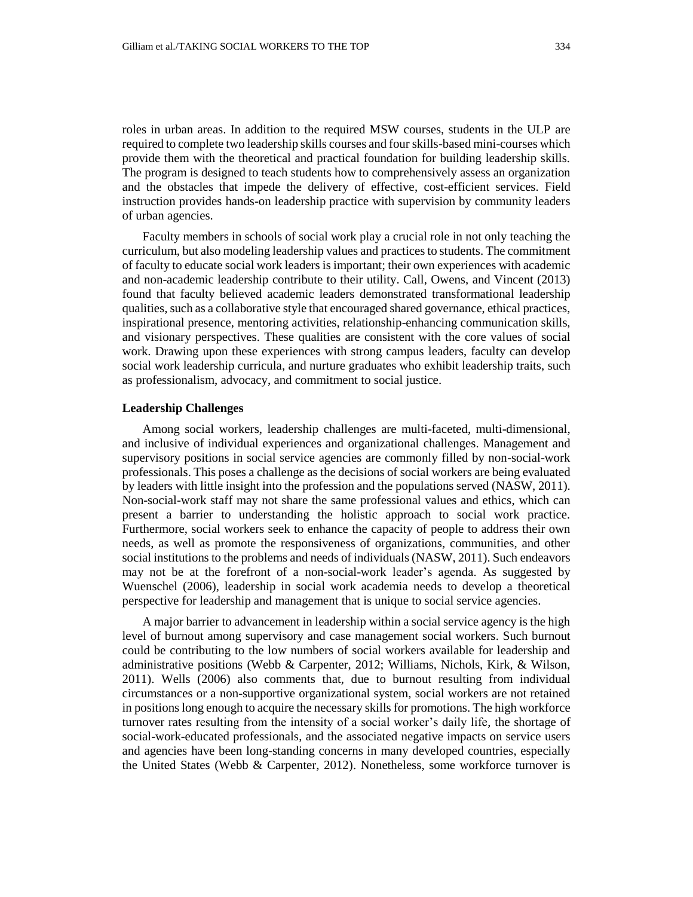roles in urban areas. In addition to the required MSW courses, students in the ULP are required to complete two leadership skills courses and four skills-based mini-courses which provide them with the theoretical and practical foundation for building leadership skills. The program is designed to teach students how to comprehensively assess an organization and the obstacles that impede the delivery of effective, cost-efficient services. Field instruction provides hands-on leadership practice with supervision by community leaders of urban agencies.

Faculty members in schools of social work play a crucial role in not only teaching the curriculum, but also modeling leadership values and practices to students. The commitment of faculty to educate social work leaders is important; their own experiences with academic and non-academic leadership contribute to their utility. Call, Owens, and Vincent (2013) found that faculty believed academic leaders demonstrated transformational leadership qualities, such as a collaborative style that encouraged shared governance, ethical practices, inspirational presence, mentoring activities, relationship-enhancing communication skills, and visionary perspectives. These qualities are consistent with the core values of social work. Drawing upon these experiences with strong campus leaders, faculty can develop social work leadership curricula, and nurture graduates who exhibit leadership traits, such as professionalism, advocacy, and commitment to social justice.

**Leadership Challenges**

Among social workers, leadership challenges are multi-faceted, multi-dimensional, and inclusive of individual experiences and organizational challenges. Management and supervisory positions in social service agencies are commonly filled by non-social-work professionals. This poses a challenge as the decisions of social workers are being evaluated by leaders with little insight into the profession and the populations served (NASW, 2011). Non-social-work staff may not share the same professional values and ethics, which can present a barrier to understanding the holistic approach to social work practice. Furthermore, social workers seek to enhance the capacity of people to address their own needs, as well as promote the responsiveness of organizations, communities, and other social institutions to the problems and needs of individuals (NASW, 2011). Such endeavors may not be at the forefront of a non-social-work leader's agenda. As suggested by Wuenschel (2006), leadership in social work academia needs to develop a theoretical perspective for leadership and management that is unique to social service agencies.

A major barrier to advancement in leadership within a social service agency is the high level of burnout among supervisory and case management social workers. Such burnout could be contributing to the low numbers of social workers available for leadership and administrative positions (Webb & Carpenter, 2012; Williams, Nichols, Kirk, & Wilson, 2011). Wells (2006) also comments that, due to burnout resulting from individual circumstances or a non-supportive organizational system, social workers are not retained in positions long enough to acquire the necessary skills for promotions. The high workforce turnover rates resulting from the intensity of a social worker's daily life, the shortage of social-work-educated professionals, and the associated negative impacts on service users and agencies have been long-standing concerns in many developed countries, especially the United States (Webb & Carpenter, 2012). Nonetheless, some workforce turnover is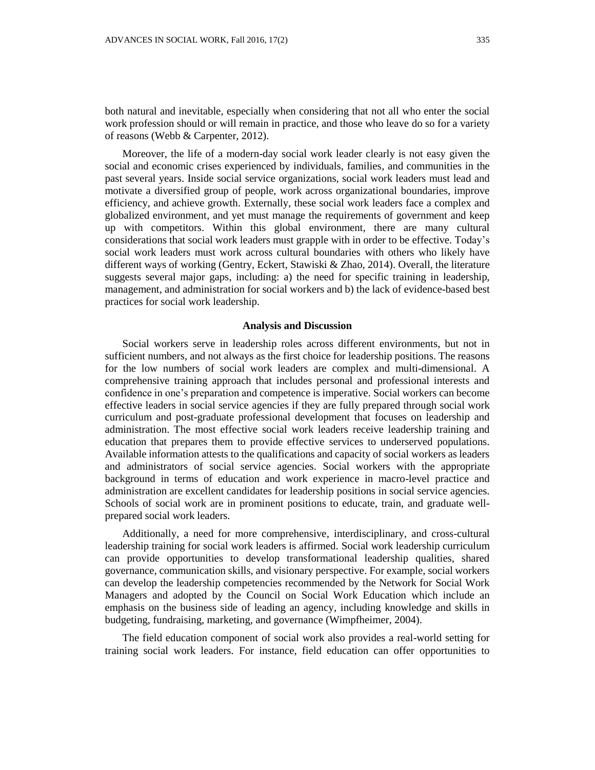both natural and inevitable, especially when considering that not all who enter the social work profession should or will remain in practice, and those who leave do so for a variety of reasons (Webb & Carpenter, 2012).

Moreover, the life of a modern-day social work leader clearly is not easy given the social and economic crises experienced by individuals, families, and communities in the past several years. Inside social service organizations, social work leaders must lead and motivate a diversified group of people, work across organizational boundaries, improve efficiency, and achieve growth. Externally, these social work leaders face a complex and globalized environment, and yet must manage the requirements of government and keep up with competitors. Within this global environment, there are many cultural considerations that social work leaders must grapple with in order to be effective. Today's social work leaders must work across cultural boundaries with others who likely have different ways of working (Gentry, Eckert, Stawiski & Zhao, 2014). Overall, the literature suggests several major gaps, including: a) the need for specific training in leadership, management, and administration for social workers and b) the lack of evidence-based best practices for social work leadership.

## Analysis and Discussion

Social workers serve in leadership roles across different environments, but not in sufficient numbers, and not always as the first choice for leadership positions. The reasons for the low numbers of social work leaders are complex and multi-dimensional. A comprehensive training approach that includes personal and professional interests and confidence in one's preparation and competence is imperative. Social workers can become effective leaders in social service agencies if they are fully prepared through social work curriculum and post-graduate professional development that focuses on leadership and administration. The most effective social work leaders receive leadership training and education that prepares them to provide effective services to underserved populations. Available information attests to the qualifications and capacity of social workers as leaders and administrators of social service agencies. Social workers with the appropriate background in terms of education and work experience in macro-level practice and administration are excellent candidates for leadership positions in social service agencies. Schools of social work are in prominent positions to educate, train, and graduate well-prepared social work leaders.

Additionally, a need for more comprehensive, interdisciplinary, and cross-cultural leadership training for social work leaders is affirmed. Social work leadership curriculum can provide opportunities to develop transformational leadership qualities, shared governance, communication skills, and visionary perspective. For example, social workers can develop the leadership competencies recommended by the Network for Social Work Managers and adopted by the Council on Social Work Education which include an emphasis on the business side of leading an agency, including knowledge and skills in budgeting, fundraising, marketing, and governance (Wimpfheimer, 2004).

The field education component of social work also provides a real-world setting for training social work leaders. For instance, field education can offer opportunities to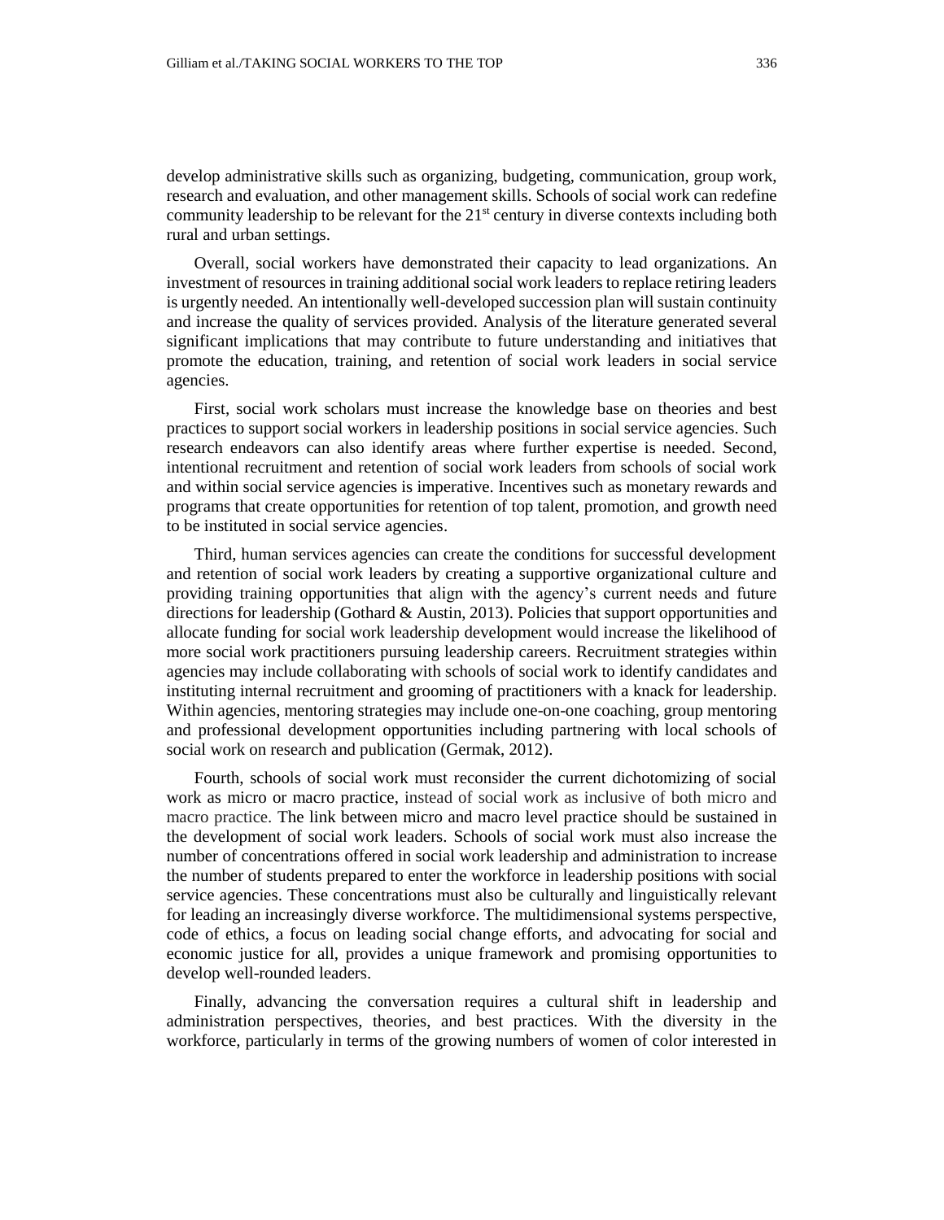develop administrative skills such as organizing, budgeting, communication, group work, research and evaluation, and other management skills. Schools of social work can redefine community leadership to be relevant for the 21st century in diverse contexts including both rural and urban settings.

Overall, social workers have demonstrated their capacity to lead organizations. An investment of resources in training additional social work leaders to replace retiring leaders is urgently needed. An intentionally well-developed succession plan will sustain continuity and increase the quality of services provided. Analysis of the literature generated several significant implications that may contribute to future understanding and initiatives that promote the education, training, and retention of social work leaders in social service agencies.

First, social work scholars must increase the knowledge base on theories and best practices to support social workers in leadership positions in social service agencies. Such research endeavors can also identify areas where further expertise is needed. Second, intentional recruitment and retention of social work leaders from schools of social work and within social service agencies is imperative. Incentives such as monetary rewards and programs that create opportunities for retention of top talent, promotion, and growth need to be instituted in social service agencies.

Third, human services agencies can create the conditions for successful development and retention of social work leaders by creating a supportive organizational culture and providing training opportunities that align with the agency's current needs and future directions for leadership (Gothard & Austin, 2013). Policies that support opportunities and allocate funding for social work leadership development would increase the likelihood of more social work practitioners pursuing leadership careers. Recruitment strategies within agencies may include collaborating with schools of social work to identify candidates and instituting internal recruitment and grooming of practitioners with a knack for leadership. Within agencies, mentoring strategies may include one-on-one coaching, group mentoring and professional development opportunities including partnering with local schools of social work on research and publication (Germak, 2012).

Fourth, schools of social work must reconsider the current dichotomizing of social work as micro or macro practice, instead of social work as inclusive of both micro and macro practice. The link between micro and macro level practice should be sustained in the development of social work leaders. Schools of social work must also increase the number of concentrations offered in social work leadership and administration to increase the number of students prepared to enter the workforce in leadership positions with social service agencies. These concentrations must also be culturally and linguistically relevant for leading an increasingly diverse workforce. The multidimensional systems perspective, code of ethics, a focus on leading social change efforts, and advocating for social and economic justice for all, provides a unique framework and promising opportunities to develop well-rounded leaders.

Finally, advancing the conversation requires a cultural shift in leadership and administration perspectives, theories, and best practices. With the diversity in the workforce, particularly in terms of the growing numbers of women of color interested in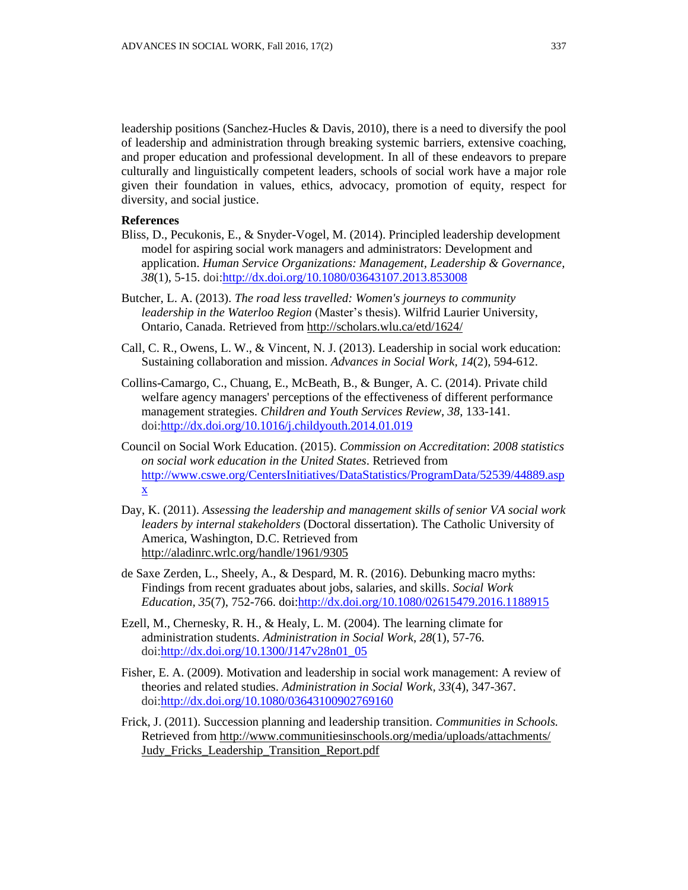leadership positions (Sanchez-Hucles & Davis, 2010), there is a need to diversify the pool of leadership and administration through breaking systemic barriers, extensive coaching, and proper education and professional development. In all of these endeavors to prepare culturally and linguistically competent leaders, schools of social work have a major role given their foundation in values, ethics, advocacy, promotion of equity, respect for diversity, and social justice.

**References**

Bliss, D., Pecukonis, E., & Snyder-Vogel, M. (2014). Principled leadership development model for aspiring social work managers and administrators: Development and application. *Human Service Organizations: Management, Leadership & Governance*, *38*(1), 5-15. doi:http://dx.doi.org/10.1080/03643107.2013.853008

Butcher, L. A. (2013). *The road less travelled: Women's journeys to community leadership in the Waterloo Region* (Master's thesis). Wilfrid Laurier University, Ontario, Canada. Retrieved from http://scholars.wlu.ca/etd/1624/

Call, C. R., Owens, L. W., & Vincent, N. J. (2013). Leadership in social work education: Sustaining collaboration and mission. *Advances in Social Work, 14*(2), 594-612.

Collins-Camargo, C., Chuang, E., McBeath, B., & Bunger, A. C. (2014). Private child welfare agency managers' perceptions of the effectiveness of different performance management strategies. *Children and Youth Services Review*, *38*, 133-141. doi:http://dx.doi.org/10.1016/j.childyouth.2014.01.019

Council on Social Work Education. (2015). *Commission on Accreditation*: *2008 statistics on social work education in the United States*. Retrieved from http://www.cswe.org/CentersInitiatives/DataStatistics/ProgramData/52539/44889.aspx

Day, K. (2011). *Assessing the leadership and management skills of senior VA social work leaders by internal stakeholders* (Doctoral dissertation). The Catholic University of America, Washington, D.C. Retrieved from http://aladinrc.wrlc.org/handle/1961/9305

de Saxe Zerden, L., Sheely, A., & Despard, M. R. (2016). Debunking macro myths: Findings from recent graduates about jobs, salaries, and skills. *Social Work Education*, *35*(7), 752-766. doi:http://dx.doi.org/10.1080/02615479.2016.1188915

Ezell, M., Chernesky, R. H., & Healy, L. M. (2004). The learning climate for administration students. *Administration in Social Work*, *28*(1), 57-76. doi:http://dx.doi.org/10.1300/J147v28n01_05

Fisher, E. A. (2009). Motivation and leadership in social work management: A review of theories and related studies. *Administration in Social Work, 33*(4), 347-367. doi:http://dx.doi.org/10.1080/03643100902769160

Frick, J. (2011). Succession planning and leadership transition. *Communities in Schools.* Retrieved from http://www.communitiesinschools.org/media/uploads/attachments/Judy_Fricks_Leadership_Transition_Report.pdf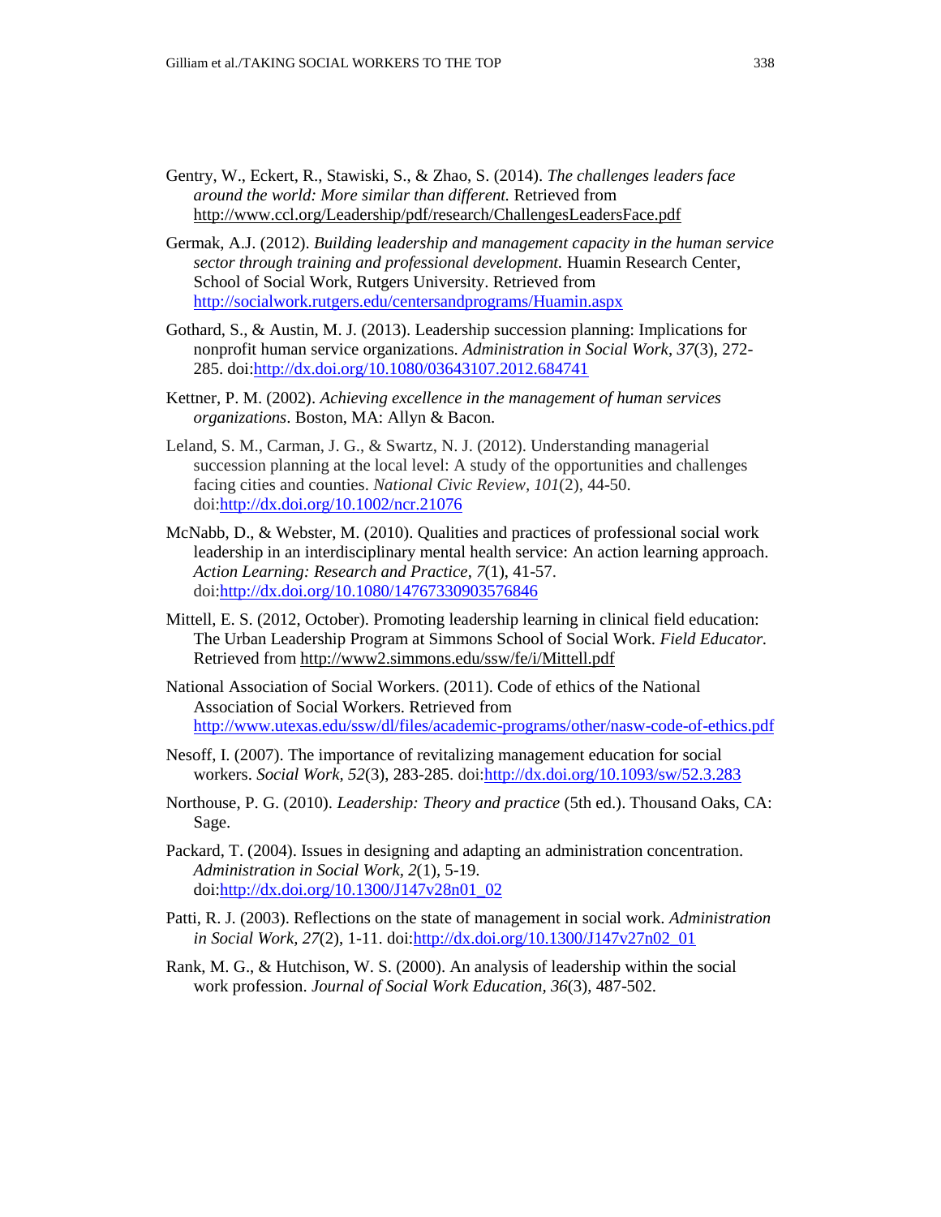Gentry, W., Eckert, R., Stawiski, S., & Zhao, S. (2014). *The challenges leaders face around the world: More similar than different.* Retrieved from http://www.ccl.org/Leadership/pdf/research/ChallengesLeadersFace.pdf

Germak, A.J. (2012). *Building leadership and management capacity in the human service sector through training and professional development.* Huamin Research Center, School of Social Work, Rutgers University. Retrieved from http://socialwork.rutgers.edu/centersandprograms/Huamin.aspx

Gothard, S., & Austin, M. J. (2013). Leadership succession planning: Implications for nonprofit human service organizations. *Administration in Social Work, 37*(3), 272-285. doi:http://dx.doi.org/10.1080/03643107.2012.684741

Kettner, P. M. (2002). *Achieving excellence in the management of human services organizations*. Boston, MA: Allyn & Bacon.

Leland, S. M., Carman, J. G., & Swartz, N. J. (2012). Understanding managerial succession planning at the local level: A study of the opportunities and challenges facing cities and counties. *National Civic Review, 101*(2), 44-50. doi:http://dx.doi.org/10.1002/ncr.21076

McNabb, D., & Webster, M. (2010). Qualities and practices of professional social work leadership in an interdisciplinary mental health service: An action learning approach. *Action Learning: Research and Practice*, *7*(1), 41-57. doi:http://dx.doi.org/10.1080/14767330903576846

Mittell, E. S. (2012, October). Promoting leadership learning in clinical field education: The Urban Leadership Program at Simmons School of Social Work. *Field Educator.* Retrieved from http://www2.simmons.edu/ssw/fe/i/Mittell.pdf

National Association of Social Workers. (2011). Code of ethics of the National Association of Social Workers. Retrieved from http://www.utexas.edu/ssw/dl/files/academic-programs/other/nasw-code-of-ethics.pdf

Nesoff, I. (2007). The importance of revitalizing management education for social workers. *Social Work, 52*(3), 283-285. doi:http://dx.doi.org/10.1093/sw/52.3.283

Northouse, P. G. (2010). *Leadership: Theory and practice* (5th ed.). Thousand Oaks, CA: Sage.

Packard, T. (2004). Issues in designing and adapting an administration concentration. *Administration in Social Work, 2*(1), 5-19. doi:http://dx.doi.org/10.1300/J147v28n01_02

Patti, R. J. (2003). Reflections on the state of management in social work. *Administration in Social Work, 27*(2), 1-11. doi:http://dx.doi.org/10.1300/J147v27n02_01

Rank, M. G., & Hutchison, W. S. (2000). An analysis of leadership within the social work profession. *Journal of Social Work Education, 36*(3), 487-502.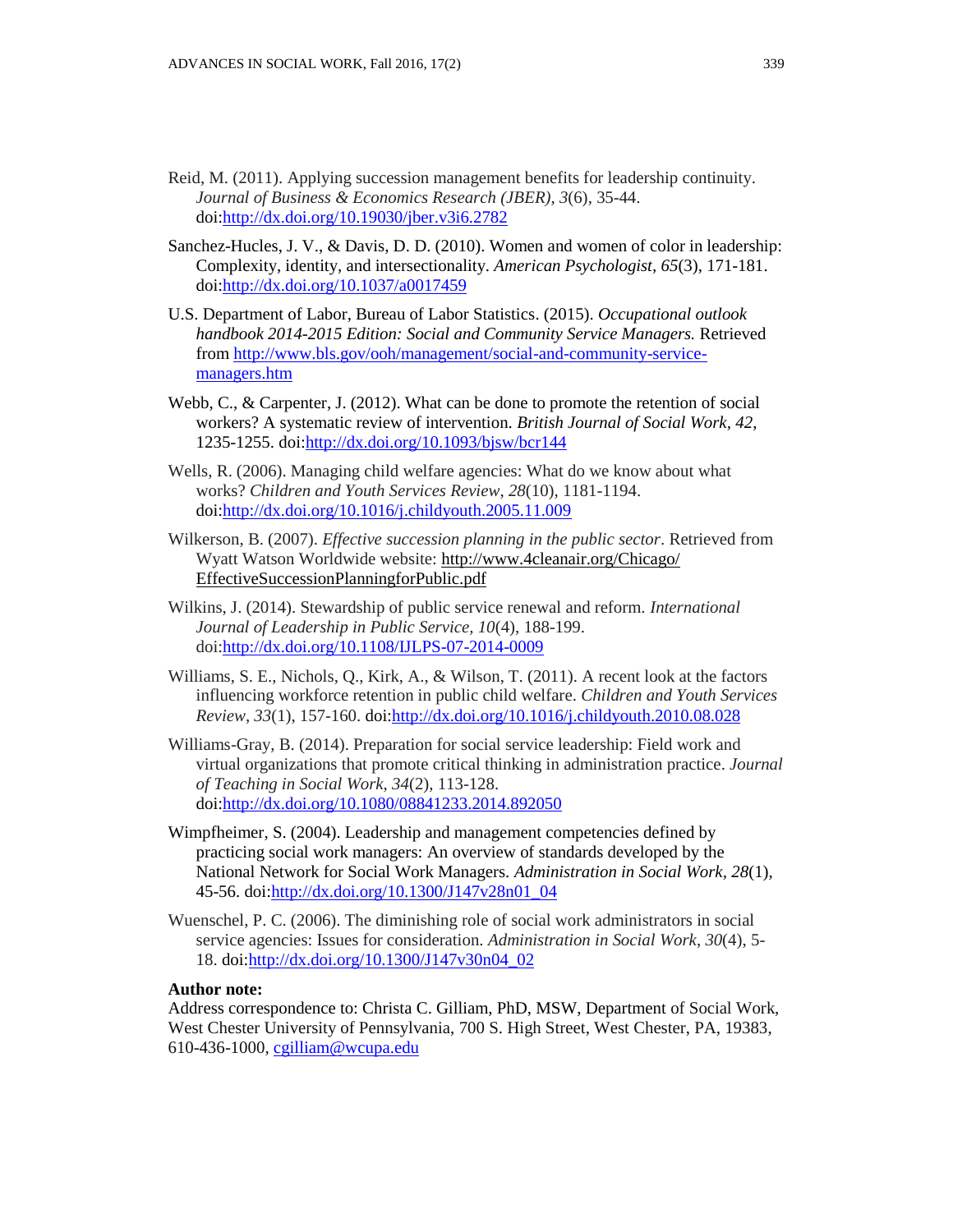Reid, M. (2011). Applying succession management benefits for leadership continuity. *Journal of Business & Economics Research (JBER)*, *3*(6), 35-44. doi:http://dx.doi.org/10.19030/jber.v3i6.2782

Sanchez-Hucles, J. V., & Davis, D. D. (2010). Women and women of color in leadership: Complexity, identity, and intersectionality. *American Psychologist*, *65*(3), 171-181. doi:http://dx.doi.org/10.1037/a0017459

U.S. Department of Labor, Bureau of Labor Statistics. (2015). *Occupational outlook handbook 2014-2015 Edition: Social and Community Service Managers.* Retrieved from http://www.bls.gov/ooh/management/social-and-community-service-managers.htm

Webb, C., & Carpenter, J. (2012). What can be done to promote the retention of social workers? A systematic review of intervention. *British Journal of Social Work*, *42*, 1235-1255. doi:http://dx.doi.org/10.1093/bjsw/bcr144

Wells, R. (2006). Managing child welfare agencies: What do we know about what works? *Children and Youth Services Review*, *28*(10), 1181-1194. doi:http://dx.doi.org/10.1016/j.childyouth.2005.11.009

Wilkerson, B. (2007). *Effective succession planning in the public sector*. Retrieved from Wyatt Watson Worldwide website: http://www.4cleanair.org/Chicago/EffectiveSuccessionPlanningforPublic.pdf

Wilkins, J. (2014). Stewardship of public service renewal and reform. *International Journal of Leadership in Public Service*, *10*(4), 188-199. doi:http://dx.doi.org/10.1108/IJLPS-07-2014-0009

Williams, S. E., Nichols, Q., Kirk, A., & Wilson, T. (2011). A recent look at the factors influencing workforce retention in public child welfare. *Children and Youth Services Review*, *33*(1), 157-160. doi:http://dx.doi.org/10.1016/j.childyouth.2010.08.028

Williams-Gray, B. (2014). Preparation for social service leadership: Field work and virtual organizations that promote critical thinking in administration practice. *Journal of Teaching in Social Work*, *34*(2), 113-128. doi:http://dx.doi.org/10.1080/08841233.2014.892050

Wimpfheimer, S. (2004). Leadership and management competencies defined by practicing social work managers: An overview of standards developed by the National Network for Social Work Managers. *Administration in Social Work*, *28*(1), 45-56. doi:http://dx.doi.org/10.1300/J147v28n01_04

Wuenschel, P. C. (2006). The diminishing role of social work administrators in social service agencies: Issues for consideration. *Administration in Social Work*, *30*(4), 5-18. doi:http://dx.doi.org/10.1300/J147v30n04_02

**Author note:**

Address correspondence to: Christa C. Gilliam, PhD, MSW, Department of Social Work, West Chester University of Pennsylvania, 700 S. High Street, West Chester, PA, 19383, 610-436-1000, cgilliam@wcupa.edu